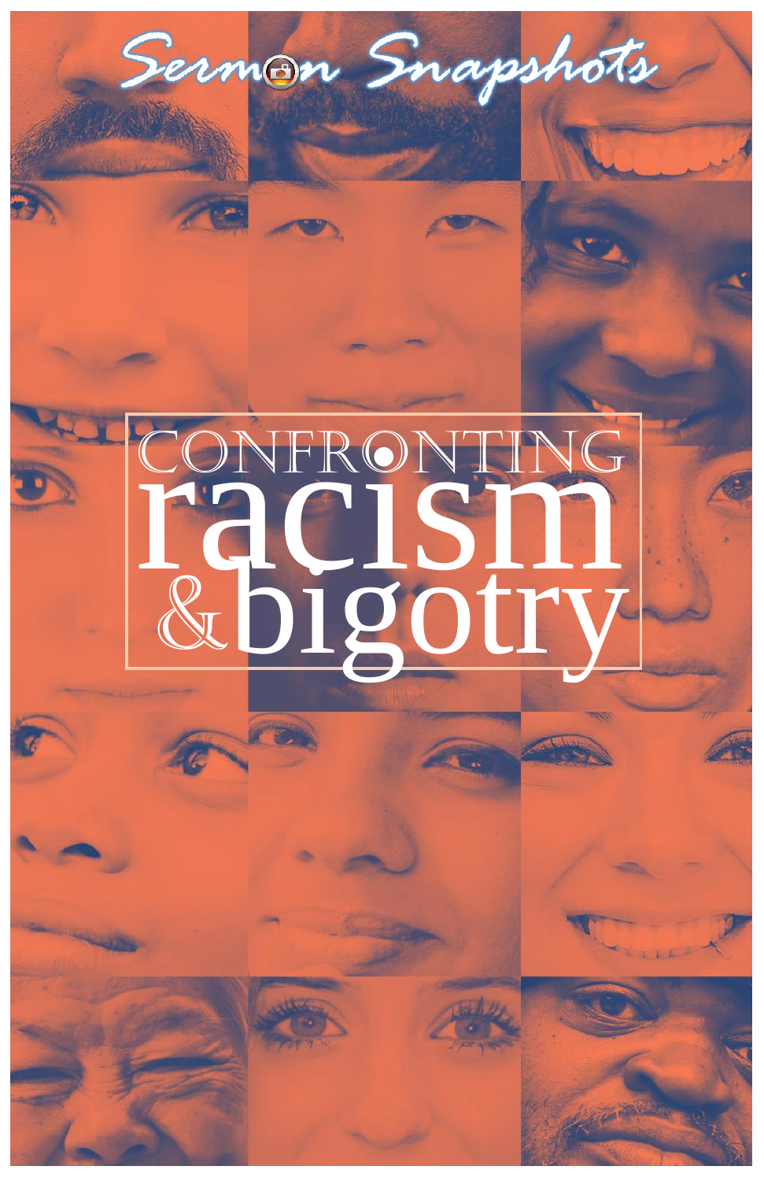Sermon Snapshots

# CONFRONTING racism & bigotry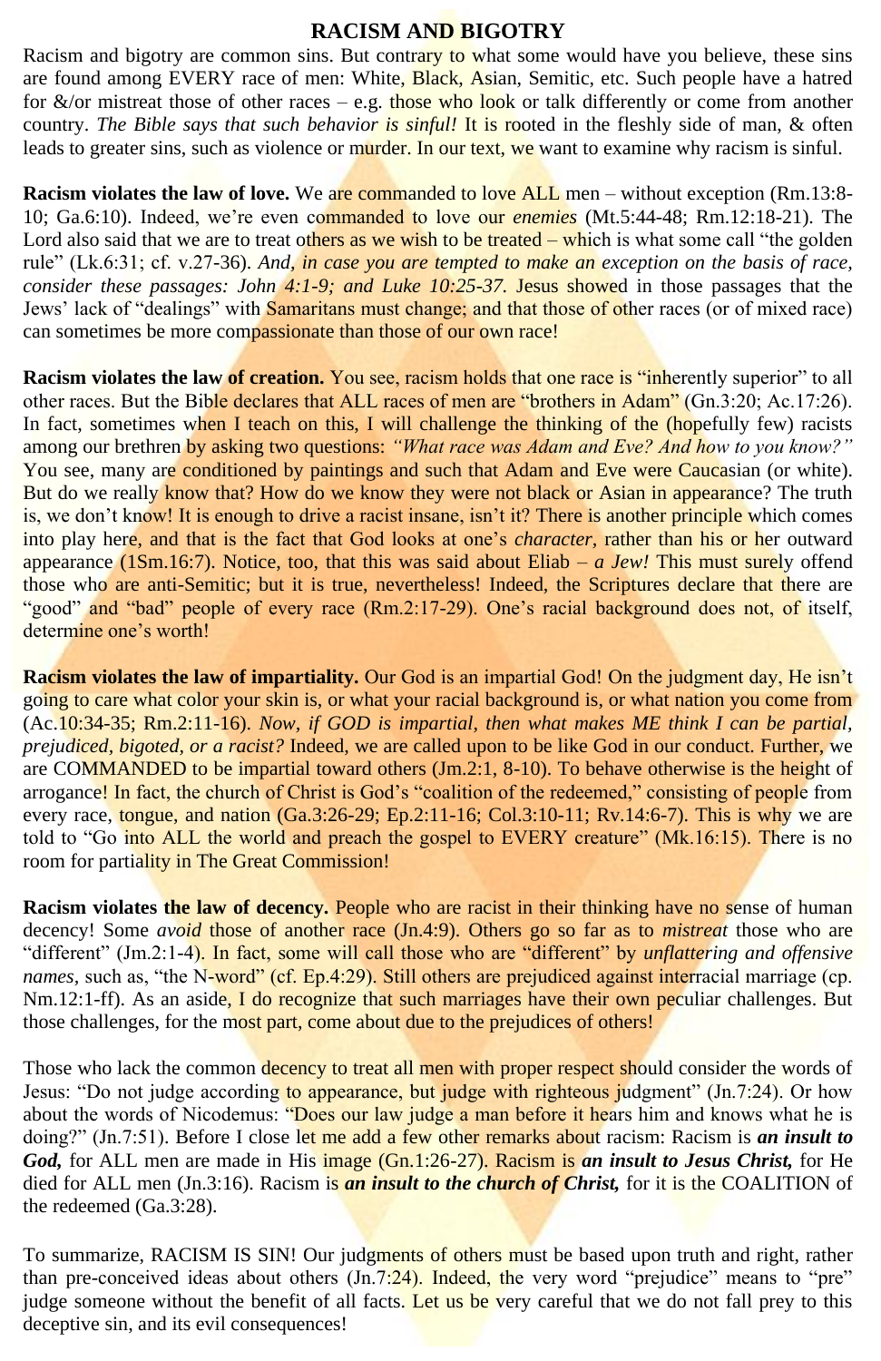# RACISM AND BIGOTRY

Racism and bigotry are common sins. But contrary to what some would have you believe, these sins are found among EVERY race of men: White, Black, Asian, Semitic, etc. Such people have a hatred for &/or mistreat those of other races – e.g. those who look or talk differently or come from another country. *The Bible says that such behavior is sinful!* It is rooted in the fleshly side of man, & often leads to greater sins, such as violence or murder. In our text, we want to examine why racism is sinful.

**Racism violates the law of love.** We are commanded to love ALL men – without exception (Rm.13:8-10; Ga.6:10). Indeed, we're even commanded to love our *enemies* (Mt.5:44-48; Rm.12:18-21). The Lord also said that we are to treat others as we wish to be treated – which is what some call "the golden rule" (Lk.6:31; cf. v.27-36). *And, in case you are tempted to make an exception on the basis of race, consider these passages: John 4:1-9; and Luke 10:25-37.* Jesus showed in those passages that the Jews' lack of "dealings" with Samaritans must change; and that those of other races (or of mixed race) can sometimes be more compassionate than those of our own race!

**Racism violates the law of creation.** You see, racism holds that one race is "inherently superior" to all other races. But the Bible declares that ALL races of men are "brothers in Adam" (Gn.3:20; Ac.17:26). In fact, sometimes when I teach on this, I will challenge the thinking of the (hopefully few) racists among our brethren by asking two questions: *"What race was Adam and Eve? And how to you know?"* You see, many are conditioned by paintings and such that Adam and Eve were Caucasian (or white). But do we really know that? How do we know they were not black or Asian in appearance? The truth is, we don't know! It is enough to drive a racist insane, isn't it? There is another principle which comes into play here, and that is the fact that God looks at one's *character,* rather than his or her outward appearance (1Sm.16:7). Notice, too, that this was said about Eliab – *a Jew!* This must surely offend those who are anti-Semitic; but it is true, nevertheless! Indeed, the Scriptures declare that there are "good" and "bad" people of every race (Rm.2:17-29). One's racial background does not, of itself, determine one's worth!

**Racism violates the law of impartiality.** Our God is an impartial God! On the judgment day, He isn't going to care what color your skin is, or what your racial background is, or what nation you come from (Ac.10:34-35; Rm.2:11-16). *Now, if GOD is impartial, then what makes ME think I can be partial, prejudiced, bigoted, or a racist?* Indeed, we are called upon to be like God in our conduct. Further, we are COMMANDED to be impartial toward others (Jm.2:1, 8-10). To behave otherwise is the height of arrogance! In fact, the church of Christ is God's "coalition of the redeemed," consisting of people from every race, tongue, and nation (Ga.3:26-29; Ep.2:11-16; Col.3:10-11; Rv.14:6-7). This is why we are told to "Go into ALL the world and preach the gospel to EVERY creature" (Mk.16:15). There is no room for partiality in The Great Commission!

**Racism violates the law of decency.** People who are racist in their thinking have no sense of human decency! Some *avoid* those of another race (Jn.4:9). Others go so far as to *mistreat* those who are "different" (Jm.2:1-4). In fact, some will call those who are "different" by *unflattering and offensive names,* such as, "the N-word" (cf. Ep.4:29). Still others are prejudiced against interracial marriage (cp. Nm.12:1-ff). As an aside, I do recognize that such marriages have their own peculiar challenges. But those challenges, for the most part, come about due to the prejudices of others!

Those who lack the common decency to treat all men with proper respect should consider the words of Jesus: "Do not judge according to appearance, but judge with righteous judgment" (Jn.7:24). Or how about the words of Nicodemus: "Does our law judge a man before it hears him and knows what he is doing?" (Jn.7:51). Before I close let me add a few other remarks about racism: Racism is ***an insult to God,*** for ALL men are made in His image (Gn.1:26-27). Racism is ***an insult to Jesus Christ,*** for He died for ALL men (Jn.3:16). Racism is ***an insult to the church of Christ,*** for it is the COALITION of the redeemed (Ga.3:28).

To summarize, RACISM IS SIN! Our judgments of others must be based upon truth and right, rather than pre-conceived ideas about others (Jn.7:24). Indeed, the very word "prejudice" means to "pre" judge someone without the benefit of all facts. Let us be very careful that we do not fall prey to this deceptive sin, and its evil consequences!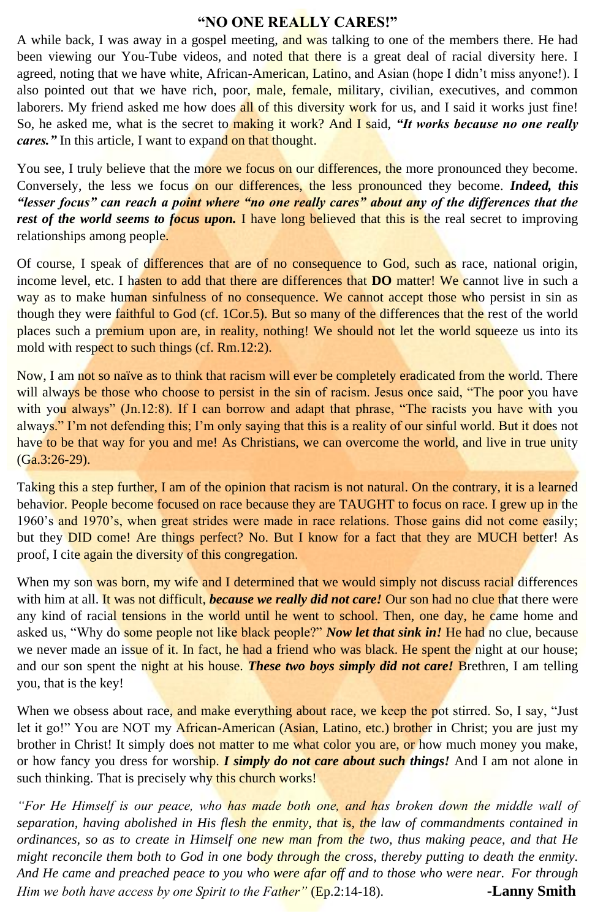# "NO ONE REALLY CARES!"

A while back, I was away in a gospel meeting, and was talking to one of the members there. He had been viewing our You-Tube videos, and noted that there is a great deal of racial diversity here. I agreed, noting that we have white, African-American, Latino, and Asian (hope I didn't miss anyone!). I also pointed out that we have rich, poor, male, female, military, civilian, executives, and common laborers. My friend asked me how does all of this diversity work for us, and I said it works just fine! So, he asked me, what is the secret to making it work? And I said, ***"It works because no one really cares."*** In this article, I want to expand on that thought.

You see, I truly believe that the more we focus on our differences, the more pronounced they become. Conversely, the less we focus on our differences, the less pronounced they become. ***Indeed, this "lesser focus" can reach a point where "no one really cares" about any of the differences that the rest of the world seems to focus upon.*** I have long believed that this is the real secret to improving relationships among people.

Of course, I speak of differences that are of no consequence to God, such as race, national origin, income level, etc. I hasten to add that there are differences that **DO** matter! We cannot live in such a way as to make human sinfulness of no consequence. We cannot accept those who persist in sin as though they were faithful to God (cf. 1Cor.5). But so many of the differences that the rest of the world places such a premium upon are, in reality, nothing! We should not let the world squeeze us into its mold with respect to such things (cf. Rm.12:2).

Now, I am not so naïve as to think that racism will ever be completely eradicated from the world. There will always be those who choose to persist in the sin of racism. Jesus once said, "The poor you have with you always" (Jn.12:8). If I can borrow and adapt that phrase, "The racists you have with you always." I'm not defending this; I'm only saying that this is a reality of our sinful world. But it does not have to be that way for you and me! As Christians, we can overcome the world, and live in true unity (Ga.3:26-29).

Taking this a step further, I am of the opinion that racism is not natural. On the contrary, it is a learned behavior. People become focused on race because they are TAUGHT to focus on race. I grew up in the 1960's and 1970's, when great strides were made in race relations. Those gains did not come easily; but they DID come! Are things perfect? No. But I know for a fact that they are MUCH better! As proof, I cite again the diversity of this congregation.

When my son was born, my wife and I determined that we would simply not discuss racial differences with him at all. It was not difficult, ***because we really did not care!*** Our son had no clue that there were any kind of racial tensions in the world until he went to school. Then, one day, he came home and asked us, "Why do some people not like black people?" ***Now let that sink in!*** He had no clue, because we never made an issue of it. In fact, he had a friend who was black. He spent the night at our house; and our son spent the night at his house. ***These two boys simply did not care!*** Brethren, I am telling you, that is the key!

When we obsess about race, and make everything about race, we keep the pot stirred. So, I say, "Just let it go!" You are NOT my African-American (Asian, Latino, etc.) brother in Christ; you are just my brother in Christ! It simply does not matter to me what color you are, or how much money you make, or how fancy you dress for worship. ***I simply do not care about such things!*** And I am not alone in such thinking. That is precisely why this church works!

*"For He Himself is our peace, who has made both one, and has broken down the middle wall of separation, having abolished in His flesh the enmity, that is, the law of commandments contained in ordinances, so as to create in Himself one new man from the two, thus making peace, and that He might reconcile them both to God in one body through the cross, thereby putting to death the enmity. And He came and preached peace to you who were afar off and to those who were near. For through Him we both have access by one Spirit to the Father"* (Ep.2:14-18).

**-Lanny Smith**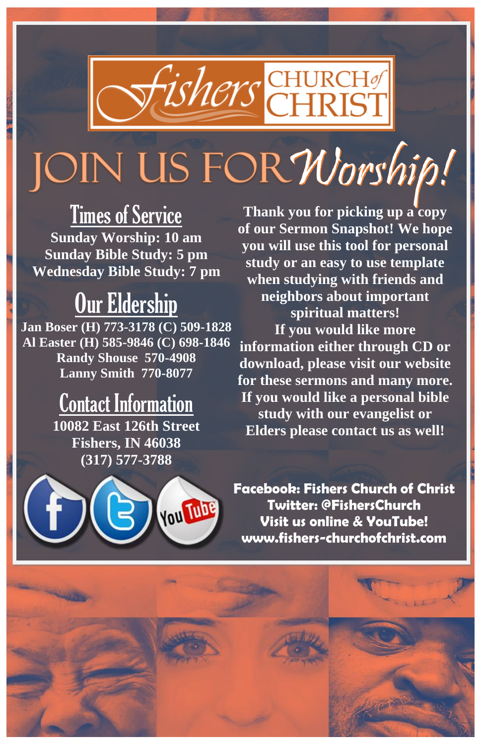# Fishers CHURCH of CHRIST

# JOIN US FOR *Worship!*

## Times of Service

**Sunday Worship: 10 am**
**Sunday Bible Study: 5 pm**
**Wednesday Bible Study: 7 pm**

## Our Eldership

**Jan Boser (H) 773-3178 (C) 509-1828**
**Al Easter (H) 585-9846 (C) 698-1846**
**Randy Shouse 570-4908**
**Lanny Smith 770-8077**

## Contact Information

**10082 East 126th Street**
**Fishers, IN 46038**
**(317) 577-3788**

**Thank you for picking up a copy of our Sermon Snapshot! We hope you will use this tool for personal study or an easy to use template when studying with friends and neighbors about important spiritual matters!**
**If you would like more information either through CD or download, please visit our website for these sermons and many more. If you would like a personal bible study with our evangelist or Elders please contact us as well!**

**Facebook: Fishers Church of Christ**
**Twitter: @FishersChurch**
**Visit us online & YouTube!**
**www.fishers-churchofchrist.com**